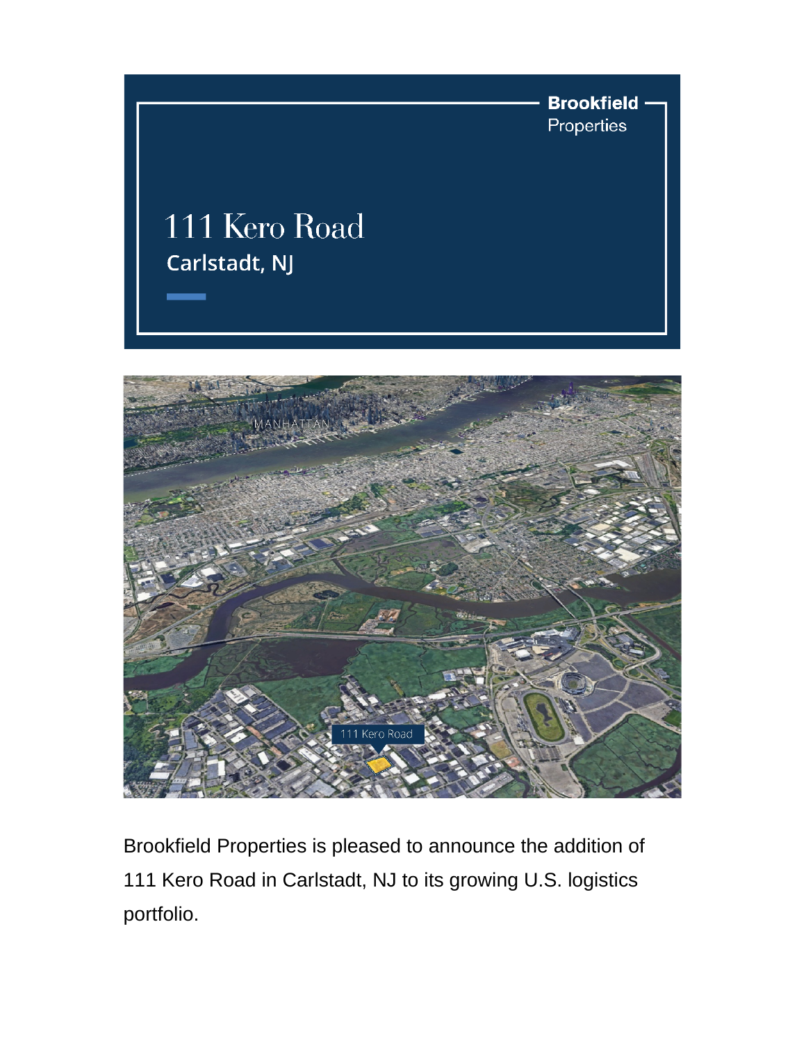Brookfield Properties

# 111 Kero Road

## Carlstadt, NJ

Brookfield Properties is pleased to announce the addition of 111 Kero Road in Carlstadt, NJ to its growing U.S. logistics portfolio.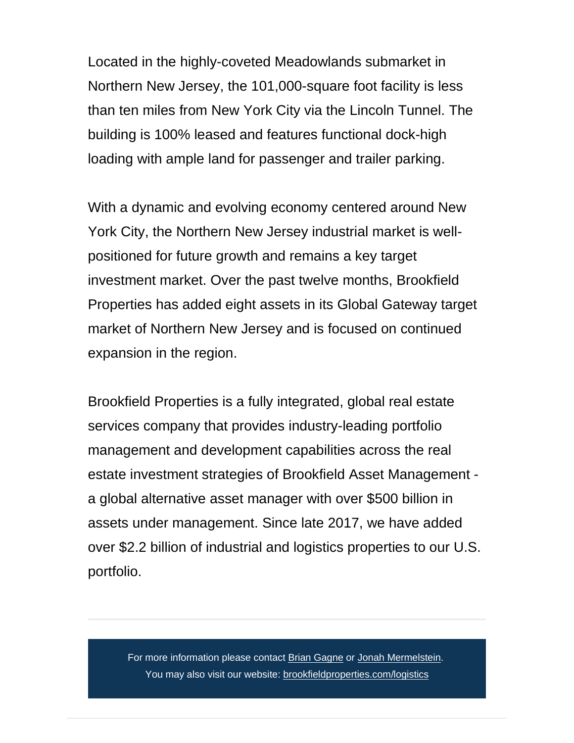Located in the highly-coveted Meadowlands submarket in Northern New Jersey, the 101,000-square foot facility is less than ten miles from New York City via the Lincoln Tunnel. The building is 100% leased and features functional dock-high loading with ample land for passenger and trailer parking.

With a dynamic and evolving economy centered around New York City, the Northern New Jersey industrial market is well-positioned for future growth and remains a key target investment market. Over the past twelve months, Brookfield Properties has added eight assets in its Global Gateway target market of Northern New Jersey and is focused on continued expansion in the region.

Brookfield Properties is a fully integrated, global real estate services company that provides industry-leading portfolio management and development capabilities across the real estate investment strategies of Brookfield Asset Management - a global alternative asset manager with over $500 billion in assets under management. Since late 2017, we have added over $2.2 billion of industrial and logistics properties to our U.S. portfolio.

---

For more information please contact Brian Gagne or Jonah Mermelstein.
You may also visit our website: brookfieldproperties.com/logistics